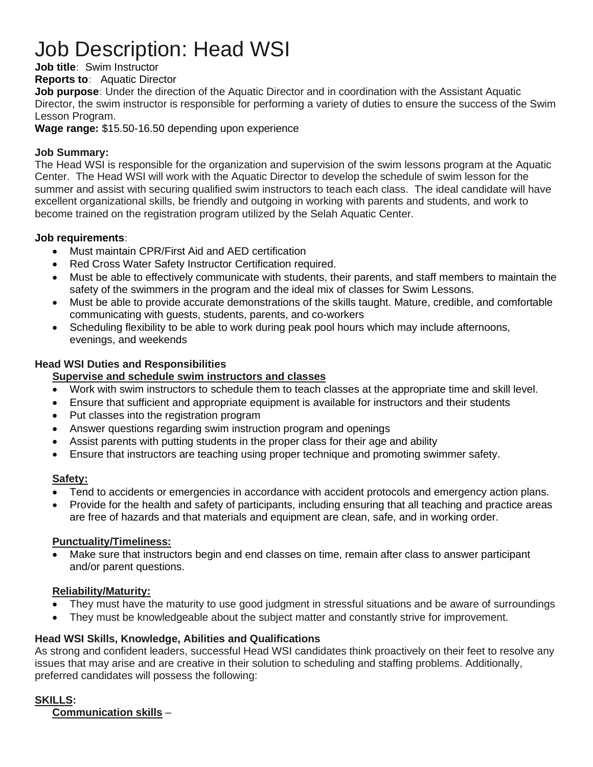# Job Description: Head WSI

**Job title:** Swim Instructor

**Reports to:** Aquatic Director

**Job purpose:** Under the direction of the Aquatic Director and in coordination with the Assistant Aquatic Director, the swim instructor is responsible for performing a variety of duties to ensure the success of the Swim Lesson Program.

**Wage range:** $15.50-16.50 depending upon experience

**Job Summary:**

The Head WSI is responsible for the organization and supervision of the swim lessons program at the Aquatic Center. The Head WSI will work with the Aquatic Director to develop the schedule of swim lesson for the summer and assist with securing qualified swim instructors to teach each class. The ideal candidate will have excellent organizational skills, be friendly and outgoing in working with parents and students, and work to become trained on the registration program utilized by the Selah Aquatic Center.

**Job requirements:**

- Must maintain CPR/First Aid and AED certification
- Red Cross Water Safety Instructor Certification required.
- Must be able to effectively communicate with students, their parents, and staff members to maintain the safety of the swimmers in the program and the ideal mix of classes for Swim Lessons.
- Must be able to provide accurate demonstrations of the skills taught. Mature, credible, and comfortable communicating with guests, students, parents, and co-workers
- Scheduling flexibility to be able to work during peak pool hours which may include afternoons, evenings, and weekends

**Head WSI Duties and Responsibilities**

**Supervise and schedule swim instructors and classes**

- Work with swim instructors to schedule them to teach classes at the appropriate time and skill level.
- Ensure that sufficient and appropriate equipment is available for instructors and their students
- Put classes into the registration program
- Answer questions regarding swim instruction program and openings
- Assist parents with putting students in the proper class for their age and ability
- Ensure that instructors are teaching using proper technique and promoting swimmer safety.

**Safety:**

- Tend to accidents or emergencies in accordance with accident protocols and emergency action plans.
- Provide for the health and safety of participants, including ensuring that all teaching and practice areas are free of hazards and that materials and equipment are clean, safe, and in working order.

**Punctuality/Timeliness:**

- Make sure that instructors begin and end classes on time, remain after class to answer participant and/or parent questions.

**Reliability/Maturity:**

- They must have the maturity to use good judgment in stressful situations and be aware of surroundings
- They must be knowledgeable about the subject matter and constantly strive for improvement.

**Head WSI Skills, Knowledge, Abilities and Qualifications**

As strong and confident leaders, successful Head WSI candidates think proactively on their feet to resolve any issues that may arise and are creative in their solution to scheduling and staffing problems. Additionally, preferred candidates will possess the following:

**SKILLS:**

**Communication skills** –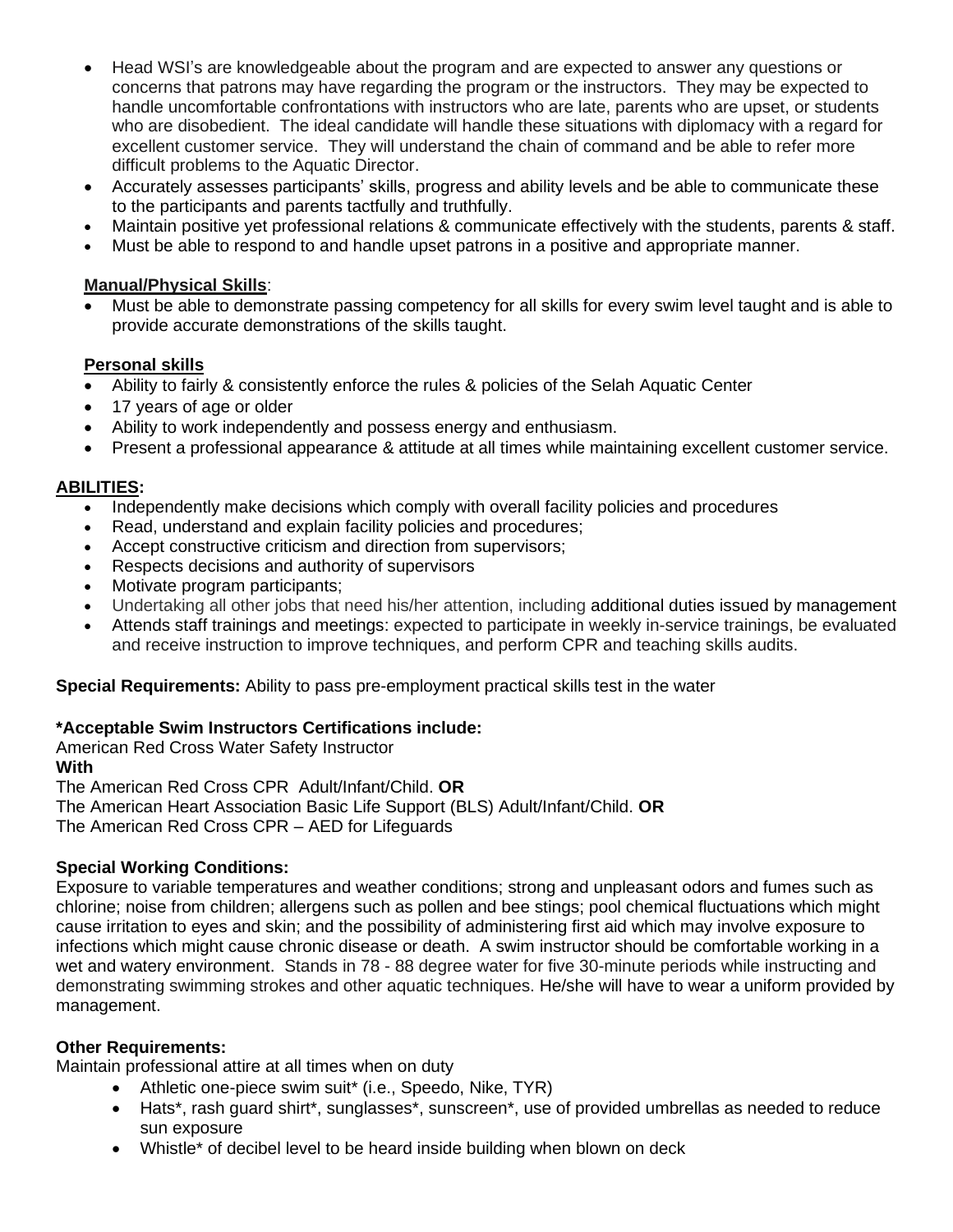- Head WSI's are knowledgeable about the program and are expected to answer any questions or concerns that patrons may have regarding the program or the instructors. They may be expected to handle uncomfortable confrontations with instructors who are late, parents who are upset, or students who are disobedient. The ideal candidate will handle these situations with diplomacy with a regard for excellent customer service. They will understand the chain of command and be able to refer more difficult problems to the Aquatic Director.
- Accurately assesses participants' skills, progress and ability levels and be able to communicate these to the participants and parents tactfully and truthfully.
- Maintain positive yet professional relations & communicate effectively with the students, parents & staff.
- Must be able to respond to and handle upset patrons in a positive and appropriate manner.

**Manual/Physical Skills**:

- Must be able to demonstrate passing competency for all skills for every swim level taught and is able to provide accurate demonstrations of the skills taught.

**Personal skills**

- Ability to fairly & consistently enforce the rules & policies of the Selah Aquatic Center
- 17 years of age or older
- Ability to work independently and possess energy and enthusiasm.
- Present a professional appearance & attitude at all times while maintaining excellent customer service.

**ABILITIES:**

- Independently make decisions which comply with overall facility policies and procedures
- Read, understand and explain facility policies and procedures;
- Accept constructive criticism and direction from supervisors;
- Respects decisions and authority of supervisors
- Motivate program participants;
- Undertaking all other jobs that need his/her attention, including additional duties issued by management
- Attends staff trainings and meetings: expected to participate in weekly in-service trainings, be evaluated and receive instruction to improve techniques, and perform CPR and teaching skills audits.

**Special Requirements:** Ability to pass pre-employment practical skills test in the water

**\*Acceptable Swim Instructors Certifications include:**
American Red Cross Water Safety Instructor
**With**
The American Red Cross CPR Adult/Infant/Child. **OR**
The American Heart Association Basic Life Support (BLS) Adult/Infant/Child. **OR**
The American Red Cross CPR – AED for Lifeguards

**Special Working Conditions:**
Exposure to variable temperatures and weather conditions; strong and unpleasant odors and fumes such as chlorine; noise from children; allergens such as pollen and bee stings; pool chemical fluctuations which might cause irritation to eyes and skin; and the possibility of administering first aid which may involve exposure to infections which might cause chronic disease or death. A swim instructor should be comfortable working in a wet and watery environment. Stands in 78 - 88 degree water for five 30-minute periods while instructing and demonstrating swimming strokes and other aquatic techniques. He/she will have to wear a uniform provided by management.

**Other Requirements:**
Maintain professional attire at all times when on duty

- Athletic one-piece swim suit* (i.e., Speedo, Nike, TYR)
- Hats*, rash guard shirt*, sunglasses*, sunscreen*, use of provided umbrellas as needed to reduce sun exposure
- Whistle* of decibel level to be heard inside building when blown on deck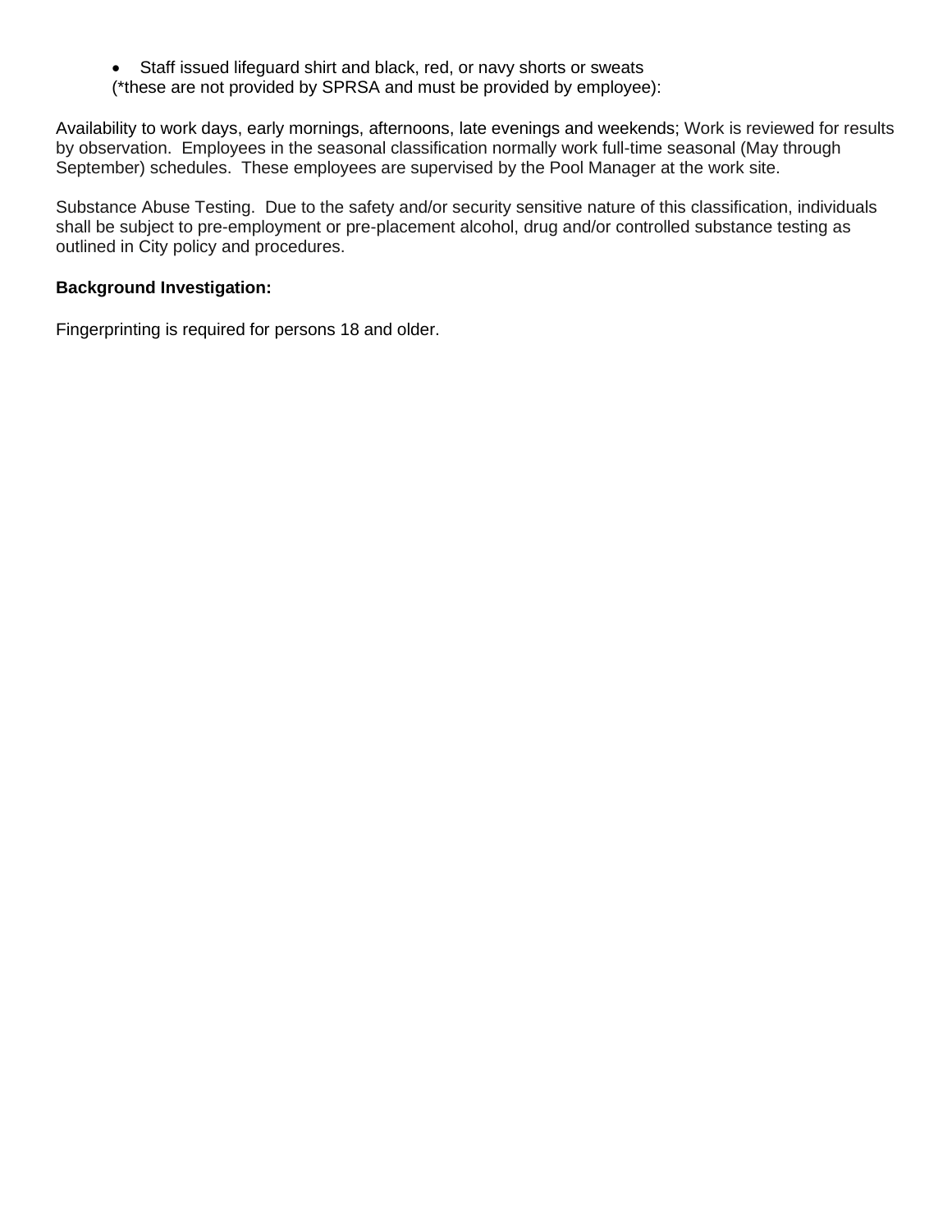- Staff issued lifeguard shirt and black, red, or navy shorts or sweats

(*these are not provided by SPRSA and must be provided by employee):

Availability to work days, early mornings, afternoons, late evenings and weekends; Work is reviewed for results by observation. Employees in the seasonal classification normally work full-time seasonal (May through September) schedules. These employees are supervised by the Pool Manager at the work site.

Substance Abuse Testing. Due to the safety and/or security sensitive nature of this classification, individuals shall be subject to pre-employment or pre-placement alcohol, drug and/or controlled substance testing as outlined in City policy and procedures.

**Background Investigation:**

Fingerprinting is required for persons 18 and older.